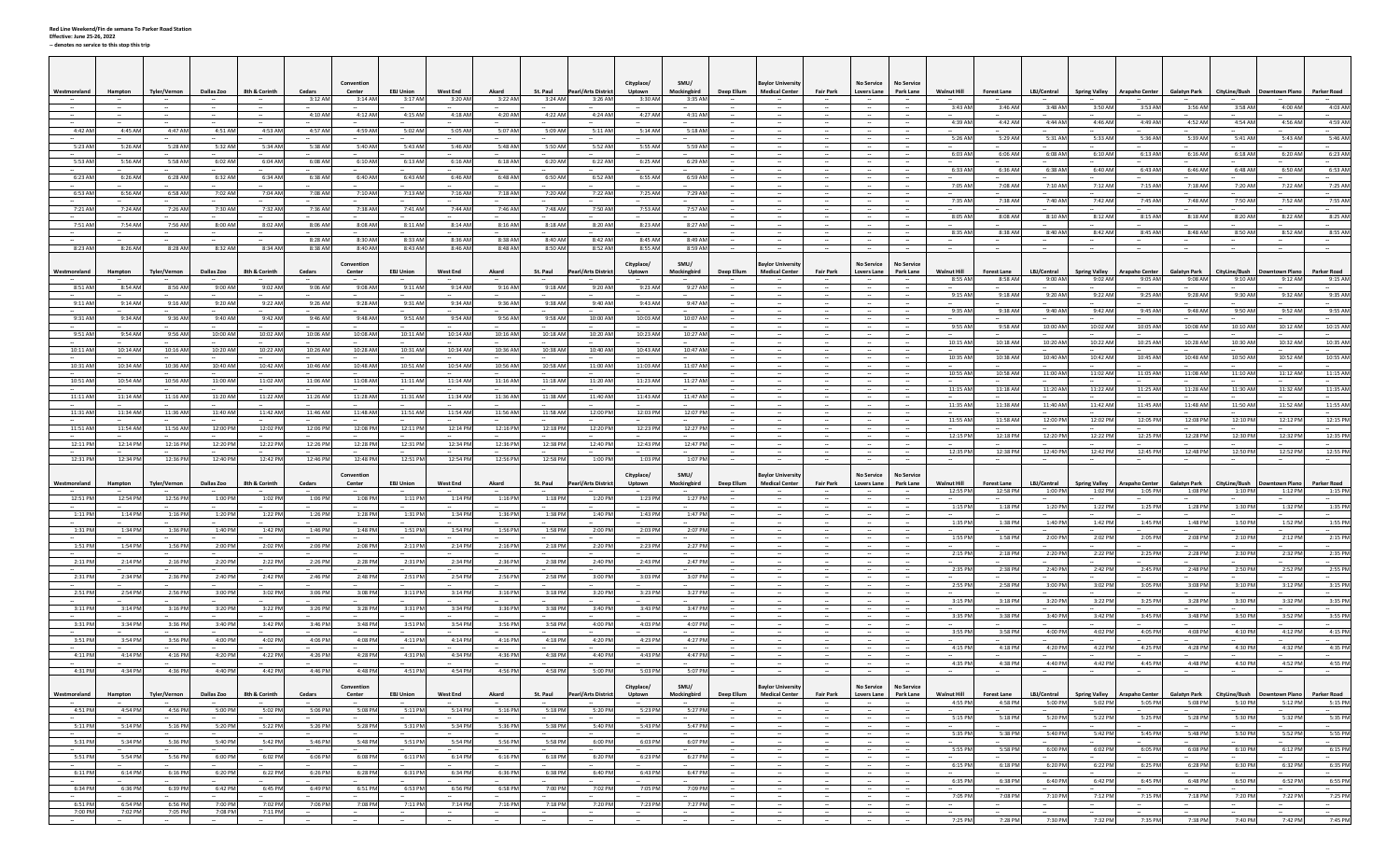**Red Line Weekend/Fin de semana To Parker Road Station**
**Effective: June 25-26, 2022**
**-- denotes no service to this stop this trip**

| Westmoreland | Hampton | Tyler/Vernon | Dallas Zoo | 8th & Corinth | Cedars | Convention Center | EBJ Union | West End | Akard | St. Paul | Pearl/Arts District | Cityplace/ Uptown | SMU/ Mockingbird | Deep Ellum | Baylor University Medical Center | Fair Park | No Service Lovers Lane | No Service Park Lane | Walnut Hill | Forest Lane | LBJ/Central | Spring Valley | Arapaho Center | Galatyn Park | CityLine/Bush | Downtown Plano | Parker Road |
|---|---|---|---|---|---|---|---|---|---|---|---|---|---|---|---|---|---|---|---|---|---|---|---|---|---|---|---|
| -- | -- | -- | -- | -- | 3:12 AM | 3:14 AM | 3:17 AM | 3:20 AM | 3:22 AM | 3:24 AM | 3:26 AM | 3:30 AM | 3:35 AM | -- | -- | -- | -- | -- | -- | -- | -- | -- | -- | -- | -- | -- | -- |
| -- | -- | -- | -- | -- | -- | -- | -- | -- | -- | -- | -- | -- | -- | -- | -- | -- | -- | -- | 3:43 AM | 3:46 AM | 3:48 AM | 3:50 AM | 3:53 AM | 3:56 AM | 3:58 AM | 4:00 AM | 4:03 AM |
| -- | -- | -- | -- | -- | 4:10 AM | 4:12 AM | 4:15 AM | 4:18 AM | 4:20 AM | 4:22 AM | 4:24 AM | 4:27 AM | 4:31 AM | -- | -- | -- | -- | -- | -- | -- | -- | -- | -- | -- | -- | -- | -- |
| -- | -- | -- | -- | -- | -- | -- | -- | -- | -- | -- | -- | -- | -- | -- | -- | -- | -- | -- | 4:39 AM | 4:42 AM | 4:44 AM | 4:46 AM | 4:49 AM | 4:52 AM | 4:54 AM | 4:56 AM | 4:59 AM |
| 4:42 AM | 4:45 AM | 4:47 AM | 4:51 AM | 4:53 AM | 4:57 AM | 4:59 AM | 5:02 AM | 5:05 AM | 5:07 AM | 5:09 AM | 5:11 AM | 5:14 AM | 5:18 AM | -- | -- | -- | -- | -- | -- | -- | -- | -- | -- | -- | -- | -- | -- |
| -- | -- | -- | -- | -- | -- | -- | -- | -- | -- | -- | -- | -- | -- | -- | -- | -- | -- | -- | 5:26 AM | 5:29 AM | 5:31 AM | 5:33 AM | 5:36 AM | 5:39 AM | 5:41 AM | 5:43 AM | 5:46 AM |
| 5:23 AM | 5:26 AM | 5:28 AM | 5:32 AM | 5:34 AM | 5:38 AM | 5:40 AM | 5:43 AM | 5:46 AM | 5:48 AM | 5:50 AM | 5:52 AM | 5:55 AM | 5:59 AM | -- | -- | -- | -- | -- | -- | -- | -- | -- | -- | -- | -- | -- | -- |
| -- | -- | -- | -- | -- | -- | -- | -- | -- | -- | -- | -- | -- | -- | -- | -- | -- | -- | -- | 6:03 AM | 6:06 AM | 6:08 AM | 6:10 AM | 6:13 AM | 6:16 AM | 6:18 AM | 6:20 AM | 6:23 AM |
| 5:53 AM | 5:56 AM | 5:58 AM | 6:02 AM | 6:04 AM | 6:08 AM | 6:10 AM | 6:13 AM | 6:16 AM | 6:18 AM | 6:20 AM | 6:22 AM | 6:25 AM | 6:29 AM | -- | -- | -- | -- | -- | -- | -- | -- | -- | -- | -- | -- | -- | -- |
| -- | -- | -- | -- | -- | -- | -- | -- | -- | -- | -- | -- | -- | -- | -- | -- | -- | -- | -- | 6:33 AM | 6:36 AM | 6:38 AM | 6:40 AM | 6:43 AM | 6:46 AM | 6:48 AM | 6:50 AM | 6:53 AM |
| 6:23 AM | 6:26 AM | 6:28 AM | 6:32 AM | 6:34 AM | 6:38 AM | 6:40 AM | 6:43 AM | 6:46 AM | 6:48 AM | 6:50 AM | 6:52 AM | 6:55 AM | 6:59 AM | -- | -- | -- | -- | -- | -- | -- | -- | -- | -- | -- | -- | -- | -- |
| -- | -- | -- | -- | -- | -- | -- | -- | -- | -- | -- | -- | -- | -- | -- | -- | -- | -- | -- | 7:05 AM | 7:08 AM | 7:10 AM | 7:12 AM | 7:15 AM | 7:18 AM | 7:20 AM | 7:22 AM | 7:25 AM |
| 6:53 AM | 6:56 AM | 6:58 AM | 7:02 AM | 7:04 AM | 7:08 AM | 7:10 AM | 7:13 AM | 7:16 AM | 7:18 AM | 7:20 AM | 7:22 AM | 7:25 AM | 7:29 AM | -- | -- | -- | -- | -- | -- | -- | -- | -- | -- | -- | -- | -- | -- |
| -- | -- | -- | -- | -- | -- | -- | -- | -- | -- | -- | -- | -- | -- | -- | -- | -- | -- | -- | 7:35 AM | 7:38 AM | 7:40 AM | 7:42 AM | 7:45 AM | 7:48 AM | 7:50 AM | 7:52 AM | 7:55 AM |
| 7:21 AM | 7:24 AM | 7:26 AM | 7:30 AM | 7:32 AM | 7:36 AM | 7:38 AM | 7:41 AM | 7:44 AM | 7:46 AM | 7:48 AM | 7:50 AM | 7:53 AM | 7:57 AM | -- | -- | -- | -- | -- | -- | -- | -- | -- | -- | -- | -- | -- | -- |
| -- | -- | -- | -- | -- | -- | -- | -- | -- | -- | -- | -- | -- | -- | -- | -- | -- | -- | -- | 8:05 AM | 8:08 AM | 8:10 AM | 8:12 AM | 8:15 AM | 8:18 AM | 8:20 AM | 8:22 AM | 8:25 AM |
| 7:51 AM | 7:54 AM | 7:56 AM | 8:00 AM | 8:02 AM | 8:06 AM | 8:08 AM | 8:11 AM | 8:14 AM | 8:16 AM | 8:18 AM | 8:20 AM | 8:23 AM | 8:27 AM | -- | -- | -- | -- | -- | -- | -- | -- | -- | -- | -- | -- | -- | -- |
| -- | -- | -- | -- | -- | -- | -- | -- | -- | -- | -- | -- | -- | -- | -- | -- | -- | -- | -- | 8:35 AM | 8:38 AM | 8:40 AM | 8:42 AM | 8:45 AM | 8:48 AM | 8:50 AM | 8:52 AM | 8:55 AM |
| -- | -- | -- | -- | -- | 8:28 AM | 8:30 AM | 8:33 AM | 8:36 AM | 8:38 AM | 8:40 AM | 8:42 AM | 8:45 AM | 8:49 AM | -- | -- | -- | -- | -- | -- | -- | -- | -- | -- | -- | -- | -- | -- |
| 8:23 AM | 8:26 AM | 8:28 AM | 8:32 AM | 8:34 AM | 8:38 AM | 8:40 AM | 8:43 AM | 8:46 AM | 8:48 AM | 8:50 AM | 8:52 AM | 8:55 AM | 8:59 AM | -- | -- | -- | -- | -- | -- | -- | -- | -- | -- | -- | -- | -- | -- |
| Westmoreland | Hampton | Tyler/Vernon | Dallas Zoo | 8th & Corinth | Cedars | Convention Center | EBJ Union | West End | Akard | St. Paul | Pearl/Arts District | Cityplace/ Uptown | SMU/ Mockingbird | Deep Ellum | Baylor University Medical Center | Fair Park | No Service Lovers Lane | No Service Park Lane | Walnut Hill | Forest Lane | LBJ/Central | Spring Valley | Arapaho Center | Galatyn Park | CityLine/Bush | Downtown Plano | Parker Road |
| -- | -- | -- | -- | -- | -- | -- | -- | -- | -- | -- | -- | -- | -- | -- | -- | -- | -- | -- | 8:55 AM | 8:58 AM | 9:00 AM | 9:02 AM | 9:05 AM | 9:08 AM | 9:10 AM | 9:12 AM | 9:15 AM |
| 8:51 AM | 8:54 AM | 8:56 AM | 9:00 AM | 9:02 AM | 9:06 AM | 9:08 AM | 9:11 AM | 9:14 AM | 9:16 AM | 9:18 AM | 9:20 AM | 9:23 AM | 9:27 AM | -- | -- | -- | -- | -- | -- | -- | -- | -- | -- | -- | -- | -- | -- |
| -- | -- | -- | -- | -- | -- | -- | -- | -- | -- | -- | -- | -- | -- | -- | -- | -- | -- | -- | 9:15 AM | 9:18 AM | 9:20 AM | 9:22 AM | 9:25 AM | 9:28 AM | 9:30 AM | 9:32 AM | 9:35 AM |
| 9:11 AM | 9:14 AM | 9:16 AM | 9:20 AM | 9:22 AM | 9:26 AM | 9:28 AM | 9:31 AM | 9:34 AM | 9:36 AM | 9:38 AM | 9:40 AM | 9:43 AM | 9:47 AM | -- | -- | -- | -- | -- | -- | -- | -- | -- | -- | -- | -- | -- | -- |
| -- | -- | -- | -- | -- | -- | -- | -- | -- | -- | -- | -- | -- | -- | -- | -- | -- | -- | -- | 9:35 AM | 9:38 AM | 9:40 AM | 9:42 AM | 9:45 AM | 9:48 AM | 9:50 AM | 9:52 AM | 9:55 AM |
| 9:31 AM | 9:34 AM | 9:36 AM | 9:40 AM | 9:42 AM | 9:46 AM | 9:48 AM | 9:51 AM | 9:54 AM | 9:56 AM | 9:58 AM | 10:00 AM | 10:03 AM | 10:07 AM | -- | -- | -- | -- | -- | -- | -- | -- | -- | -- | -- | -- | -- | -- |
| -- | -- | -- | -- | -- | -- | -- | -- | -- | -- | -- | -- | -- | -- | -- | -- | -- | -- | -- | 9:55 AM | 9:58 AM | 10:00 AM | 10:02 AM | 10:05 AM | 10:08 AM | 10:10 AM | 10:12 AM | 10:15 AM |
| 9:51 AM | 9:54 AM | 9:56 AM | 10:00 AM | 10:02 AM | 10:06 AM | 10:08 AM | 10:11 AM | 10:14 AM | 10:16 AM | 10:18 AM | 10:20 AM | 10:23 AM | 10:27 AM | -- | -- | -- | -- | -- | -- | -- | -- | -- | -- | -- | -- | -- | -- |
| -- | -- | -- | -- | -- | -- | -- | -- | -- | -- | -- | -- | -- | -- | -- | -- | -- | -- | -- | 10:15 AM | 10:18 AM | 10:20 AM | 10:22 AM | 10:25 AM | 10:28 AM | 10:30 AM | 10:32 AM | 10:35 AM |
| 10:11 AM | 10:14 AM | 10:16 AM | 10:20 AM | 10:22 AM | 10:26 AM | 10:28 AM | 10:31 AM | 10:34 AM | 10:36 AM | 10:38 AM | 10:40 AM | 10:43 AM | 10:47 AM | -- | -- | -- | -- | -- | -- | -- | -- | -- | -- | -- | -- | -- | -- |
| -- | -- | -- | -- | -- | -- | -- | -- | -- | -- | -- | -- | -- | -- | -- | -- | -- | -- | -- | 10:35 AM | 10:38 AM | 10:40 AM | 10:42 AM | 10:45 AM | 10:48 AM | 10:50 AM | 10:52 AM | 10:55 AM |
| 10:31 AM | 10:34 AM | 10:36 AM | 10:40 AM | 10:42 AM | 10:46 AM | 10:48 AM | 10:51 AM | 10:54 AM | 10:56 AM | 10:58 AM | 11:00 AM | 11:03 AM | 11:07 AM | -- | -- | -- | -- | -- | -- | -- | -- | -- | -- | -- | -- | -- | -- |
| -- | -- | -- | -- | -- | -- | -- | -- | -- | -- | -- | -- | -- | -- | -- | -- | -- | -- | -- | 10:55 AM | 10:58 AM | 11:00 AM | 11:02 AM | 11:05 AM | 11:08 AM | 11:10 AM | 11:12 AM | 11:15 AM |
| 10:51 AM | 10:54 AM | 10:56 AM | 11:00 AM | 11:02 AM | 11:06 AM | 11:08 AM | 11:11 AM | 11:14 AM | 11:16 AM | 11:18 AM | 11:20 AM | 11:23 AM | 11:27 AM | -- | -- | -- | -- | -- | -- | -- | -- | -- | -- | -- | -- | -- | -- |
| -- | -- | -- | -- | -- | -- | -- | -- | -- | -- | -- | -- | -- | -- | -- | -- | -- | -- | -- | 11:15 AM | 11:18 AM | 11:20 AM | 11:22 AM | 11:25 AM | 11:28 AM | 11:30 AM | 11:32 AM | 11:35 AM |
| 11:11 AM | 11:14 AM | 11:16 AM | 11:20 AM | 11:22 AM | 11:26 AM | 11:28 AM | 11:31 AM | 11:34 AM | 11:36 AM | 11:38 AM | 11:40 AM | 11:43 AM | 11:47 AM | -- | -- | -- | -- | -- | -- | -- | -- | -- | -- | -- | -- | -- | -- |
| -- | -- | -- | -- | -- | -- | -- | -- | -- | -- | -- | -- | -- | -- | -- | -- | -- | -- | -- | 11:35 AM | 11:38 AM | 11:40 AM | 11:42 AM | 11:45 AM | 11:48 AM | 11:50 AM | 11:52 AM | 11:55 AM |
| 11:31 AM | 11:34 AM | 11:36 AM | 11:40 AM | 11:42 AM | 11:46 AM | 11:48 AM | 11:51 AM | 11:54 AM | 11:56 AM | 11:58 AM | 12:00 PM | 12:03 PM | 12:07 PM | -- | -- | -- | -- | -- | -- | -- | -- | -- | -- | -- | -- | -- | -- |
| -- | -- | -- | -- | -- | -- | -- | -- | -- | -- | -- | -- | -- | -- | -- | -- | -- | -- | -- | 11:55 AM | 11:58 AM | 12:00 PM | 12:02 PM | 12:05 PM | 12:08 PM | 12:10 PM | 12:12 PM | 12:15 PM |
| 11:51 AM | 11:54 AM | 11:56 AM | 12:00 PM | 12:02 PM | 12:06 PM | 12:08 PM | 12:11 PM | 12:14 PM | 12:16 PM | 12:18 PM | 12:20 PM | 12:23 PM | 12:27 PM | -- | -- | -- | -- | -- | -- | -- | -- | -- | -- | -- | -- | -- | -- |
| -- | -- | -- | -- | -- | -- | -- | -- | -- | -- | -- | -- | -- | -- | -- | -- | -- | -- | -- | 12:15 PM | 12:18 PM | 12:20 PM | 12:22 PM | 12:25 PM | 12:28 PM | 12:30 PM | 12:32 PM | 12:35 PM |
| 12:11 PM | 12:14 PM | 12:16 PM | 12:20 PM | 12:22 PM | 12:26 PM | 12:28 PM | 12:31 PM | 12:34 PM | 12:36 PM | 12:38 PM | 12:40 PM | 12:43 PM | 12:47 PM | -- | -- | -- | -- | -- | -- | -- | -- | -- | -- | -- | -- | -- | -- |
| -- | -- | -- | -- | -- | -- | -- | -- | -- | -- | -- | -- | -- | -- | -- | -- | -- | -- | -- | 12:35 PM | 12:38 PM | 12:40 PM | 12:42 PM | 12:45 PM | 12:48 PM | 12:50 PM | 12:52 PM | 12:55 PM |
| 12:31 PM | 12:34 PM | 12:36 PM | 12:40 PM | 12:42 PM | 12:46 PM | 12:48 PM | 12:51 PM | 12:54 PM | 12:56 PM | 12:58 PM | 1:00 PM | 1:03 PM | 1:07 PM | -- | -- | -- | -- | -- | -- | -- | -- | -- | -- | -- | -- | -- | -- |
| Westmoreland | Hampton | Tyler/Vernon | Dallas Zoo | 8th & Corinth | Cedars | Convention Center | EBJ Union | West End | Akard | St. Paul | Pearl/Arts District | Cityplace/ Uptown | SMU/ Mockingbird | Deep Ellum | Baylor University Medical Center | Fair Park | No Service Lovers Lane | No Service Park Lane | Walnut Hill | Forest Lane | LBJ/Central | Spring Valley | Arapaho Center | Galatyn Park | CityLine/Bush | Downtown Plano | Parker Road |
| -- | -- | -- | -- | -- | -- | -- | -- | -- | -- | -- | -- | -- | -- | -- | -- | -- | -- | -- | 12:55 PM | 12:58 PM | 1:00 PM | 1:02 PM | 1:05 PM | 1:08 PM | 1:10 PM | 1:12 PM | 1:15 PM |
| 12:51 PM | 12:54 PM | 12:56 PM | 1:00 PM | 1:02 PM | 1:06 PM | 1:08 PM | 1:11 PM | 1:14 PM | 1:16 PM | 1:18 PM | 1:20 PM | 1:23 PM | 1:27 PM | -- | -- | -- | -- | -- | -- | -- | -- | -- | -- | -- | -- | -- | -- |
| -- | -- | -- | -- | -- | -- | -- | -- | -- | -- | -- | -- | -- | -- | -- | -- | -- | -- | -- | 1:15 PM | 1:18 PM | 1:20 PM | 1:22 PM | 1:25 PM | 1:28 PM | 1:30 PM | 1:32 PM | 1:35 PM |
| 1:11 PM | 1:14 PM | 1:16 PM | 1:20 PM | 1:22 PM | 1:26 PM | 1:28 PM | 1:31 PM | 1:34 PM | 1:36 PM | 1:38 PM | 1:40 PM | 1:43 PM | 1:47 PM | -- | -- | -- | -- | -- | -- | -- | -- | -- | -- | -- | -- | -- | -- |
| -- | -- | -- | -- | -- | -- | -- | -- | -- | -- | -- | -- | -- | -- | -- | -- | -- | -- | -- | 1:35 PM | 1:38 PM | 1:40 PM | 1:42 PM | 1:45 PM | 1:48 PM | 1:50 PM | 1:52 PM | 1:55 PM |
| 1:31 PM | 1:34 PM | 1:36 PM | 1:40 PM | 1:42 PM | 1:46 PM | 1:48 PM | 1:51 PM | 1:54 PM | 1:56 PM | 1:58 PM | 2:00 PM | 2:03 PM | 2:07 PM | -- | -- | -- | -- | -- | -- | -- | -- | -- | -- | -- | -- | -- | -- |
| -- | -- | -- | -- | -- | -- | -- | -- | -- | -- | -- | -- | -- | -- | -- | -- | -- | -- | -- | 1:55 PM | 1:58 PM | 2:00 PM | 2:02 PM | 2:05 PM | 2:08 PM | 2:10 PM | 2:12 PM | 2:15 PM |
| 1:51 PM | 1:54 PM | 1:56 PM | 2:00 PM | 2:02 PM | 2:06 PM | 2:08 PM | 2:11 PM | 2:14 PM | 2:16 PM | 2:18 PM | 2:20 PM | 2:23 PM | 2:27 PM | -- | -- | -- | -- | -- | -- | -- | -- | -- | -- | -- | -- | -- | -- |
| -- | -- | -- | -- | -- | -- | -- | -- | -- | -- | -- | -- | -- | -- | -- | -- | -- | -- | -- | 2:15 PM | 2:18 PM | 2:20 PM | 2:22 PM | 2:25 PM | 2:28 PM | 2:30 PM | 2:32 PM | 2:35 PM |
| 2:11 PM | 2:14 PM | 2:16 PM | 2:20 PM | 2:22 PM | 2:26 PM | 2:28 PM | 2:31 PM | 2:34 PM | 2:36 PM | 2:38 PM | 2:40 PM | 2:43 PM | 2:47 PM | -- | -- | -- | -- | -- | -- | -- | -- | -- | -- | -- | -- | -- | -- |
| -- | -- | -- | -- | -- | -- | -- | -- | -- | -- | -- | -- | -- | -- | -- | -- | -- | -- | -- | 2:35 PM | 2:38 PM | 2:40 PM | 2:42 PM | 2:45 PM | 2:48 PM | 2:50 PM | 2:52 PM | 2:55 PM |
| 2:31 PM | 2:34 PM | 2:36 PM | 2:40 PM | 2:42 PM | 2:46 PM | 2:48 PM | 2:51 PM | 2:54 PM | 2:56 PM | 2:58 PM | 3:00 PM | 3:03 PM | 3:07 PM | -- | -- | -- | -- | -- | -- | -- | -- | -- | -- | -- | -- | -- | -- |
| -- | -- | -- | -- | -- | -- | -- | -- | -- | -- | -- | -- | -- | -- | -- | -- | -- | -- | -- | 2:55 PM | 2:58 PM | 3:00 PM | 3:02 PM | 3:05 PM | 3:08 PM | 3:10 PM | 3:12 PM | 3:15 PM |
| 2:51 PM | 2:54 PM | 2:56 PM | 3:00 PM | 3:02 PM | 3:06 PM | 3:08 PM | 3:11 PM | 3:14 PM | 3:16 PM | 3:18 PM | 3:20 PM | 3:23 PM | 3:27 PM | -- | -- | -- | -- | -- | -- | -- | -- | -- | -- | -- | -- | -- | -- |
| -- | -- | -- | -- | -- | -- | -- | -- | -- | -- | -- | -- | -- | -- | -- | -- | -- | -- | -- | 3:15 PM | 3:18 PM | 3:20 PM | 3:22 PM | 3:25 PM | 3:28 PM | 3:30 PM | 3:32 PM | 3:35 PM |
| 3:11 PM | 3:14 PM | 3:16 PM | 3:20 PM | 3:22 PM | 3:26 PM | 3:28 PM | 3:31 PM | 3:34 PM | 3:36 PM | 3:38 PM | 3:40 PM | 3:43 PM | 3:47 PM | -- | -- | -- | -- | -- | -- | -- | -- | -- | -- | -- | -- | -- | -- |
| -- | -- | -- | -- | -- | -- | -- | -- | -- | -- | -- | -- | -- | -- | -- | -- | -- | -- | -- | 3:35 PM | 3:38 PM | 3:40 PM | 3:42 PM | 3:45 PM | 3:48 PM | 3:50 PM | 3:52 PM | 3:55 PM |
| 3:31 PM | 3:34 PM | 3:36 PM | 3:40 PM | 3:42 PM | 3:46 PM | 3:48 PM | 3:51 PM | 3:54 PM | 3:56 PM | 3:58 PM | 4:00 PM | 4:03 PM | 4:07 PM | -- | -- | -- | -- | -- | -- | -- | -- | -- | -- | -- | -- | -- | -- |
| -- | -- | -- | -- | -- | -- | -- | -- | -- | -- | -- | -- | -- | -- | -- | -- | -- | -- | -- | 3:55 PM | 3:58 PM | 4:00 PM | 4:02 PM | 4:05 PM | 4:08 PM | 4:10 PM | 4:12 PM | 4:15 PM |
| 3:51 PM | 3:54 PM | 3:56 PM | 4:00 PM | 4:02 PM | 4:06 PM | 4:08 PM | 4:11 PM | 4:14 PM | 4:16 PM | 4:18 PM | 4:20 PM | 4:23 PM | 4:27 PM | -- | -- | -- | -- | -- | -- | -- | -- | -- | -- | -- | -- | -- | -- |
| -- | -- | -- | -- | -- | -- | -- | -- | -- | -- | -- | -- | -- | -- | -- | -- | -- | -- | -- | 4:15 PM | 4:18 PM | 4:20 PM | 4:22 PM | 4:25 PM | 4:28 PM | 4:30 PM | 4:32 PM | 4:35 PM |
| 4:11 PM | 4:14 PM | 4:16 PM | 4:20 PM | 4:22 PM | 4:26 PM | 4:28 PM | 4:31 PM | 4:34 PM | 4:36 PM | 4:38 PM | 4:40 PM | 4:43 PM | 4:47 PM | -- | -- | -- | -- | -- | -- | -- | -- | -- | -- | -- | -- | -- | -- |
| -- | -- | -- | -- | -- | -- | -- | -- | -- | -- | -- | -- | -- | -- | -- | -- | -- | -- | -- | 4:35 PM | 4:38 PM | 4:40 PM | 4:42 PM | 4:45 PM | 4:48 PM | 4:50 PM | 4:52 PM | 4:55 PM |
| 4:31 PM | 4:34 PM | 4:36 PM | 4:40 PM | 4:42 PM | 4:46 PM | 4:48 PM | 4:51 PM | 4:54 PM | 4:56 PM | 4:58 PM | 5:00 PM | 5:03 PM | 5:07 PM | -- | -- | -- | -- | -- | -- | -- | -- | -- | -- | -- | -- | -- | -- |
| Westmoreland | Hampton | Tyler/Vernon | Dallas Zoo | 8th & Corinth | Cedars | Convention Center | EBJ Union | West End | Akard | St. Paul | Pearl/Arts District | Cityplace/ Uptown | SMU/ Mockingbird | Deep Ellum | Baylor University Medical Center | Fair Park | No Service Lovers Lane | No Service Park Lane | Walnut Hill | Forest Lane | LBJ/Central | Spring Valley | Arapaho Center | Galatyn Park | CityLine/Bush | Downtown Plano | Parker Road |
| -- | -- | -- | -- | -- | -- | -- | -- | -- | -- | -- | -- | -- | -- | -- | -- | -- | -- | -- | 4:55 PM | 4:58 PM | 5:00 PM | 5:02 PM | 5:05 PM | 5:08 PM | 5:10 PM | 5:12 PM | 5:15 PM |
| 4:51 PM | 4:54 PM | 4:56 PM | 5:00 PM | 5:02 PM | 5:06 PM | 5:08 PM | 5:11 PM | 5:14 PM | 5:16 PM | 5:18 PM | 5:20 PM | 5:23 PM | 5:27 PM | -- | -- | -- | -- | -- | -- | -- | -- | -- | -- | -- | -- | -- | -- |
| -- | -- | -- | -- | -- | -- | -- | -- | -- | -- | -- | -- | -- | -- | -- | -- | -- | -- | -- | 5:15 PM | 5:18 PM | 5:20 PM | 5:22 PM | 5:25 PM | 5:28 PM | 5:30 PM | 5:32 PM | 5:35 PM |
| 5:11 PM | 5:14 PM | 5:16 PM | 5:20 PM | 5:22 PM | 5:26 PM | 5:28 PM | 5:31 PM | 5:34 PM | 5:36 PM | 5:38 PM | 5:40 PM | 5:43 PM | 5:47 PM | -- | -- | -- | -- | -- | -- | -- | -- | -- | -- | -- | -- | -- | -- |
| -- | -- | -- | -- | -- | -- | -- | -- | -- | -- | -- | -- | -- | -- | -- | -- | -- | -- | -- | 5:35 PM | 5:38 PM | 5:40 PM | 5:42 PM | 5:45 PM | 5:48 PM | 5:50 PM | 5:52 PM | 5:55 PM |
| 5:31 PM | 5:34 PM | 5:36 PM | 5:40 PM | 5:42 PM | 5:46 PM | 5:48 PM | 5:51 PM | 5:54 PM | 5:56 PM | 5:58 PM | 6:00 PM | 6:03 PM | 6:07 PM | -- | -- | -- | -- | -- | -- | -- | -- | -- | -- | -- | -- | -- | -- |
| -- | -- | -- | -- | -- | -- | -- | -- | -- | -- | -- | -- | -- | -- | -- | -- | -- | -- | -- | 5:55 PM | 5:58 PM | 6:00 PM | 6:02 PM | 6:05 PM | 6:08 PM | 6:10 PM | 6:12 PM | 6:15 PM |
| 5:51 PM | 5:54 PM | 5:56 PM | 6:00 PM | 6:02 PM | 6:06 PM | 6:08 PM | 6:11 PM | 6:14 PM | 6:16 PM | 6:18 PM | 6:20 PM | 6:23 PM | 6:27 PM | -- | -- | -- | -- | -- | -- | -- | -- | -- | -- | -- | -- | -- | -- |
| -- | -- | -- | -- | -- | -- | -- | -- | -- | -- | -- | -- | -- | -- | -- | -- | -- | -- | -- | 6:15 PM | 6:18 PM | 6:20 PM | 6:22 PM | 6:25 PM | 6:28 PM | 6:30 PM | 6:32 PM | 6:35 PM |
| 6:11 PM | 6:14 PM | 6:16 PM | 6:20 PM | 6:22 PM | 6:26 PM | 6:28 PM | 6:31 PM | 6:34 PM | 6:36 PM | 6:38 PM | 6:40 PM | 6:43 PM | 6:47 PM | -- | -- | -- | -- | -- | -- | -- | -- | -- | -- | -- | -- | -- | -- |
| -- | -- | -- | -- | -- | -- | -- | -- | -- | -- | -- | -- | -- | -- | -- | -- | -- | -- | -- | 6:35 PM | 6:38 PM | 6:40 PM | 6:42 PM | 6:45 PM | 6:48 PM | 6:50 PM | 6:52 PM | 6:55 PM |
| 6:34 PM | 6:36 PM | 6:39 PM | 6:42 PM | 6:45 PM | 6:49 PM | 6:51 PM | 6:53 PM | 6:56 PM | 6:58 PM | 7:00 PM | 7:02 PM | 7:05 PM | 7:09 PM | -- | -- | -- | -- | -- | -- | -- | -- | -- | -- | -- | -- | -- | -- |
| -- | -- | -- | -- | -- | -- | -- | -- | -- | -- | -- | -- | -- | -- | -- | -- | -- | -- | -- | 7:05 PM | 7:08 PM | 7:10 PM | 7:12 PM | 7:15 PM | 7:18 PM | 7:20 PM | 7:22 PM | 7:25 PM |
| 6:51 PM | 6:54 PM | 6:56 PM | 7:00 PM | 7:02 PM | 7:06 PM | 7:08 PM | 7:11 PM | 7:14 PM | 7:16 PM | 7:18 PM | 7:20 PM | 7:23 PM | 7:27 PM | -- | -- | -- | -- | -- | -- | -- | -- | -- | -- | -- | -- | -- | -- |
| 7:00 PM | 7:02 PM | 7:05 PM | 7:08 PM | 7:11 PM | -- | -- | -- | -- | -- | -- | -- | -- | -- | -- | -- | -- | -- | -- | -- | -- | -- | -- | -- | -- | -- | -- | -- |
| -- | -- | -- | -- | -- | -- | -- | -- | -- | -- | -- | -- | -- | -- | -- | -- | -- | -- | -- | 7:25 PM | 7:28 PM | 7:30 PM | 7:32 PM | 7:35 PM | 7:38 PM | 7:40 PM | 7:42 PM | 7:45 PM |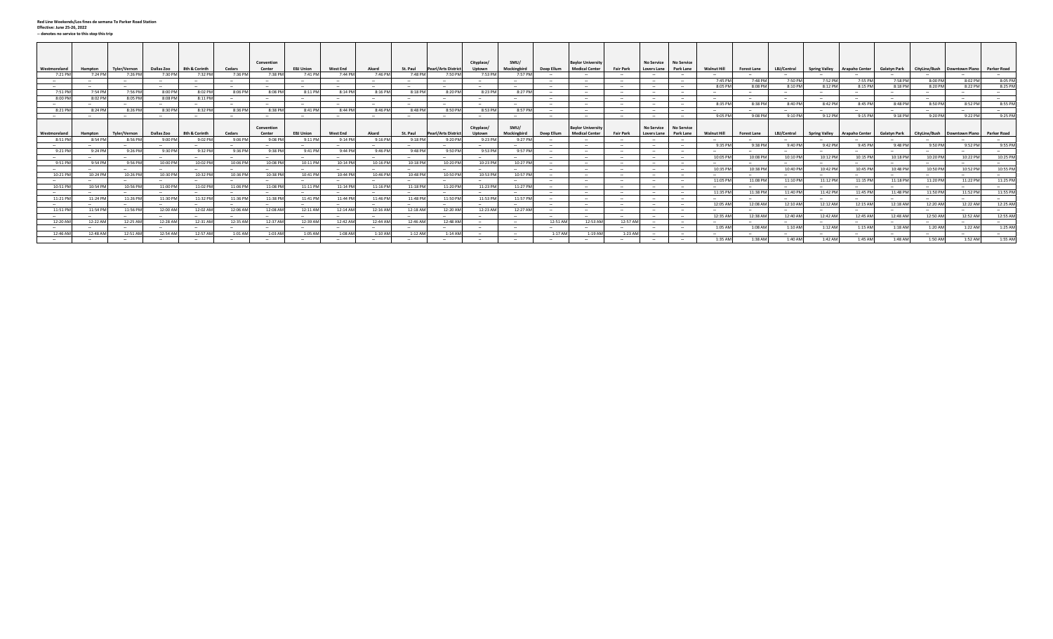**Red Line Weekends/Los fines de semana To Parker Road Station**
**Effective: June 25-26, 2022**
**-- denotes no service to this stop this trip**

| Westmoreland | Hampton | Tyler/Vernon | Dallas Zoo | 8th & Corinth | Cedars | Convention Center | EBJ Union | West End | Akard | St. Paul | Pearl/Arts District | Cityplace/ Uptown | SMU/ Mockingbird | Deep Ellum | Baylor University Medical Center | Fair Park | No Service Lovers Lane | No Service Park Lane | Walnut Hill | Forest Lane | LBJ/Central | Spring Valley | Arapaho Center | Galatyn Park | CityLine/Bush | Downtown Plano | Parker Road |
|---|---|---|---|---|---|---|---|---|---|---|---|---|---|---|---|---|---|---|---|---|---|---|---|---|---|---|---|
| 7:21 PM | 7:24 PM | 7:26 PM | 7:30 PM | 7:32 PM | 7:36 PM | 7:38 PM | 7:41 PM | 7:44 PM | 7:46 PM | 7:48 PM | 7:50 PM | 7:53 PM | 7:57 PM | -- | -- | -- | -- | -- | -- | -- | -- | -- | -- | -- | -- | -- | -- |
| -- | -- | -- | -- | -- | -- | -- | -- | -- | -- | -- | -- | -- | -- | -- | -- | -- | -- | -- | 7:45 PM | 7:48 PM | 7:50 PM | 7:52 PM | 7:55 PM | 7:58 PM | 8:00 PM | 8:02 PM | 8:05 PM |
| -- | -- | -- | -- | -- | -- | -- | -- | -- | -- | -- | -- | -- | -- | -- | -- | -- | -- | -- | 8:05 PM | 8:08 PM | 8:10 PM | 8:12 PM | 8:15 PM | 8:18 PM | 8:20 PM | 8:22 PM | 8:25 PM |
| 7:51 PM | 7:54 PM | 7:56 PM | 8:00 PM | 8:02 PM | 8:06 PM | 8:08 PM | 8:11 PM | 8:14 PM | 8:16 PM | 8:18 PM | 8:20 PM | 8:23 PM | 8:27 PM | -- | -- | -- | -- | -- | -- | -- | -- | -- | -- | -- | -- | -- | -- |
| 8:00 PM | 8:02 PM | 8:05 PM | 8:08 PM | 8:11 PM | -- | -- | -- | -- | -- | -- | -- | -- | -- | -- | -- | -- | -- | -- | -- | -- | -- | -- | -- | -- | -- | -- | -- |
| -- | -- | -- | -- | -- | -- | -- | -- | -- | -- | -- | -- | -- | -- | -- | -- | -- | -- | -- | 8:35 PM | 8:38 PM | 8:40 PM | 8:42 PM | 8:45 PM | 8:48 PM | 8:50 PM | 8:52 PM | 8:55 PM |
| 8:21 PM | 8:24 PM | 8:26 PM | 8:30 PM | 8:32 PM | 8:36 PM | 8:38 PM | 8:41 PM | 8:44 PM | 8:46 PM | 8:48 PM | 8:50 PM | 8:53 PM | 8:57 PM | -- | -- | -- | -- | -- | -- | -- | -- | -- | -- | -- | -- | -- | -- |
| -- | -- | -- | -- | -- | -- | -- | -- | -- | -- | -- | -- | -- | -- | -- | -- | -- | -- | -- | 9:05 PM | 9:08 PM | 9:10 PM | 9:12 PM | 9:15 PM | 9:18 PM | 9:20 PM | 9:22 PM | 9:25 PM |

| Westmoreland | Hampton | Tyler/Vernon | Dallas Zoo | 8th & Corinth | Cedars | Convention Center | EBJ Union | West End | Akard | St. Paul | Pearl/Arts District | Cityplace/ Uptown | SMU/ Mockingbird | Deep Ellum | Baylor University Medical Center | Fair Park | No Service Lovers Lane | No Service Park Lane | Walnut Hill | Forest Lane | LBJ/Central | Spring Valley | Arapaho Center | Galatyn Park | CityLine/Bush | Downtown Plano | Parker Road |
|---|---|---|---|---|---|---|---|---|---|---|---|---|---|---|---|---|---|---|---|---|---|---|---|---|---|---|---|
| 8:51 PM | 8:54 PM | 8:56 PM | 9:00 PM | 9:02 PM | 9:06 PM | 9:08 PM | 9:11 PM | 9:14 PM | 9:16 PM | 9:18 PM | 9:20 PM | 9:23 PM | 9:27 PM | -- | -- | -- | -- | -- | -- | -- | -- | -- | -- | -- | -- | -- | -- |
| -- | -- | -- | -- | -- | -- | -- | -- | -- | -- | -- | -- | -- | -- | -- | -- | -- | -- | -- | 9:35 PM | 9:38 PM | 9:40 PM | 9:42 PM | 9:45 PM | 9:48 PM | 9:50 PM | 9:52 PM | 9:55 PM |
| 9:21 PM | 9:24 PM | 9:26 PM | 9:30 PM | 9:32 PM | 9:36 PM | 9:38 PM | 9:41 PM | 9:44 PM | 9:46 PM | 9:48 PM | 9:50 PM | 9:53 PM | 9:57 PM | -- | -- | -- | -- | -- | -- | -- | -- | -- | -- | -- | -- | -- | -- |
| -- | -- | -- | -- | -- | -- | -- | -- | -- | -- | -- | -- | -- | -- | -- | -- | -- | -- | -- | 10:05 PM | 10:08 PM | 10:10 PM | 10:12 PM | 10:15 PM | 10:18 PM | 10:20 PM | 10:22 PM | 10:25 PM |
| 9:51 PM | 9:54 PM | 9:56 PM | 10:00 PM | 10:02 PM | 10:06 PM | 10:08 PM | 10:11 PM | 10:14 PM | 10:16 PM | 10:18 PM | 10:20 PM | 10:23 PM | 10:27 PM | -- | -- | -- | -- | -- | -- | -- | -- | -- | -- | -- | -- | -- | -- |
| -- | -- | -- | -- | -- | -- | -- | -- | -- | -- | -- | -- | -- | -- | -- | -- | -- | -- | -- | 10:35 PM | 10:38 PM | 10:40 PM | 10:42 PM | 10:45 PM | 10:48 PM | 10:50 PM | 10:52 PM | 10:55 PM |
| 10:21 PM | 10:24 PM | 10:26 PM | 10:30 PM | 10:32 PM | 10:36 PM | 10:38 PM | 10:41 PM | 10:44 PM | 10:46 PM | 10:48 PM | 10:50 PM | 10:53 PM | 10:57 PM | -- | -- | -- | -- | -- | -- | -- | -- | -- | -- | -- | -- | -- | -- |
| -- | -- | -- | -- | -- | -- | -- | -- | -- | -- | -- | -- | -- | -- | -- | -- | -- | -- | -- | 11:05 PM | 11:08 PM | 11:10 PM | 11:12 PM | 11:15 PM | 11:18 PM | 11:20 PM | 11:22 PM | 11:25 PM |
| 10:51 PM | 10:54 PM | 10:56 PM | 11:00 PM | 11:02 PM | 11:06 PM | 11:08 PM | 11:11 PM | 11:14 PM | 11:16 PM | 11:18 PM | 11:20 PM | 11:23 PM | 11:27 PM | -- | -- | -- | -- | -- | -- | -- | -- | -- | -- | -- | -- | -- | -- |
| -- | -- | -- | -- | -- | -- | -- | -- | -- | -- | -- | -- | -- | -- | -- | -- | -- | -- | -- | 11:35 PM | 11:38 PM | 11:40 PM | 11:42 PM | 11:45 PM | 11:48 PM | 11:50 PM | 11:52 PM | 11:55 PM |
| 11:21 PM | 11:24 PM | 11:26 PM | 11:30 PM | 11:32 PM | 11:36 PM | 11:38 PM | 11:41 PM | 11:44 PM | 11:46 PM | 11:48 PM | 11:50 PM | 11:53 PM | 11:57 PM | -- | -- | -- | -- | -- | -- | -- | -- | -- | -- | -- | -- | -- | -- |
| -- | -- | -- | -- | -- | -- | -- | -- | -- | -- | -- | -- | -- | -- | -- | -- | -- | -- | -- | 12:05 AM | 12:08 AM | 12:10 AM | 12:12 AM | 12:15 AM | 12:18 AM | 12:20 AM | 12:22 AM | 12:25 AM |
| 11:51 PM | 11:54 PM | 11:56 PM | 12:00 AM | 12:02 AM | 12:06 AM | 12:08 AM | 12:11 AM | 12:14 AM | 12:16 AM | 12:18 AM | 12:20 AM | 12:23 AM | 12:27 AM | -- | -- | -- | -- | -- | -- | -- | -- | -- | -- | -- | -- | -- | -- |
| -- | -- | -- | -- | -- | -- | -- | -- | -- | -- | -- | -- | -- | -- | -- | -- | -- | -- | -- | 12:35 AM | 12:38 AM | 12:40 AM | 12:42 AM | 12:45 AM | 12:48 AM | 12:50 AM | 12:52 AM | 12:55 AM |
| 12:20 AM | 12:22 AM | 12:25 AM | 12:28 AM | 12:31 AM | 12:35 AM | 12:37 AM | 12:39 AM | 12:42 AM | 12:44 AM | 12:46 AM | 12:48 AM | -- | -- | 12:51 AM | 12:53 AM | 12:57 AM | -- | -- | -- | -- | -- | -- | -- | -- | -- | -- | -- |
| -- | -- | -- | -- | -- | -- | -- | -- | -- | -- | -- | -- | -- | -- | -- | -- | -- | -- | -- | 1:05 AM | 1:08 AM | 1:10 AM | 1:12 AM | 1:15 AM | 1:18 AM | 1:20 AM | 1:22 AM | 1:25 AM |
| 12:46 AM | 12:48 AM | 12:51 AM | 12:54 AM | 12:57 AM | 1:01 AM | 1:03 AM | 1:05 AM | 1:08 AM | 1:10 AM | 1:12 AM | 1:14 AM | -- | -- | 1:17 AM | 1:19 AM | 1:23 AM | -- | -- | -- | -- | -- | -- | -- | -- | -- | -- | -- |
| -- | -- | -- | -- | -- | -- | -- | -- | -- | -- | -- | -- | -- | -- | -- | -- | -- | -- | -- | 1:35 AM | 1:38 AM | 1:40 AM | 1:42 AM | 1:45 AM | 1:48 AM | 1:50 AM | 1:52 AM | 1:55 AM |